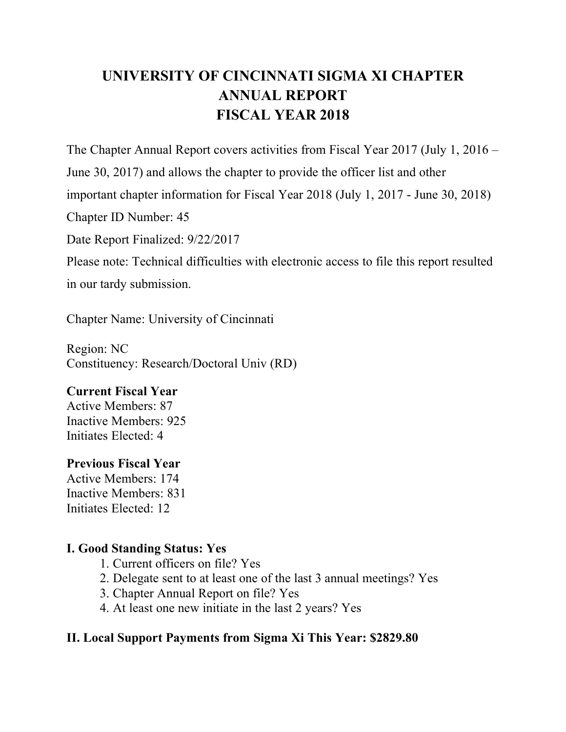# UNIVERSITY OF CINCINNATI SIGMA XI CHAPTER ANNUAL REPORT FISCAL YEAR 2018

The Chapter Annual Report covers activities from Fiscal Year 2017 (July 1, 2016 – June 30, 2017) and allows the chapter to provide the officer list and other important chapter information for Fiscal Year 2018 (July 1, 2017 - June 30, 2018)

Chapter ID Number: 45

Date Report Finalized: 9/22/2017

Please note: Technical difficulties with electronic access to file this report resulted in our tardy submission.

Chapter Name: University of Cincinnati

Region: NC
Constituency: Research/Doctoral Univ (RD)

**Current Fiscal Year**
Active Members: 87
Inactive Members: 925
Initiates Elected: 4

**Previous Fiscal Year**
Active Members: 174
Inactive Members: 831
Initiates Elected: 12

## I. Good Standing Status: Yes

1. Current officers on file? Yes
2. Delegate sent to at least one of the last 3 annual meetings? Yes
3. Chapter Annual Report on file? Yes
4. At least one new initiate in the last 2 years? Yes

## II. Local Support Payments from Sigma Xi This Year: $2829.80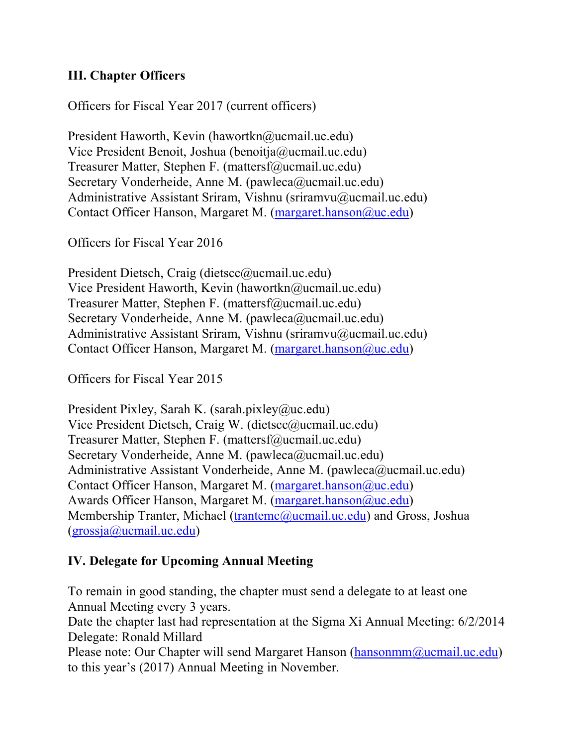### III. Chapter Officers

Officers for Fiscal Year 2017 (current officers)

President Haworth, Kevin (hawortkn@ucmail.uc.edu)
Vice President Benoit, Joshua (benoitja@ucmail.uc.edu)
Treasurer Matter, Stephen F. (mattersf@ucmail.uc.edu)
Secretary Vonderheide, Anne M. (pawleca@ucmail.uc.edu)
Administrative Assistant Sriram, Vishnu (sriramvu@ucmail.uc.edu)
Contact Officer Hanson, Margaret M. (margaret.hanson@uc.edu)

Officers for Fiscal Year 2016

President Dietsch, Craig (dietscc@ucmail.uc.edu)
Vice President Haworth, Kevin (hawortkn@ucmail.uc.edu)
Treasurer Matter, Stephen F. (mattersf@ucmail.uc.edu)
Secretary Vonderheide, Anne M. (pawleca@ucmail.uc.edu)
Administrative Assistant Sriram, Vishnu (sriramvu@ucmail.uc.edu)
Contact Officer Hanson, Margaret M. (margaret.hanson@uc.edu)

Officers for Fiscal Year 2015

President Pixley, Sarah K. (sarah.pixley@uc.edu)
Vice President Dietsch, Craig W. (dietscc@ucmail.uc.edu)
Treasurer Matter, Stephen F. (mattersf@ucmail.uc.edu)
Secretary Vonderheide, Anne M. (pawleca@ucmail.uc.edu)
Administrative Assistant Vonderheide, Anne M. (pawleca@ucmail.uc.edu)
Contact Officer Hanson, Margaret M. (margaret.hanson@uc.edu)
Awards Officer Hanson, Margaret M. (margaret.hanson@uc.edu)
Membership Tranter, Michael (trantemc@ucmail.uc.edu) and Gross, Joshua (grossja@ucmail.uc.edu)

### IV. Delegate for Upcoming Annual Meeting

To remain in good standing, the chapter must send a delegate to at least one Annual Meeting every 3 years.
Date the chapter last had representation at the Sigma Xi Annual Meeting: 6/2/2014
Delegate: Ronald Millard
Please note: Our Chapter will send Margaret Hanson (hansonmm@ucmail.uc.edu) to this year's (2017) Annual Meeting in November.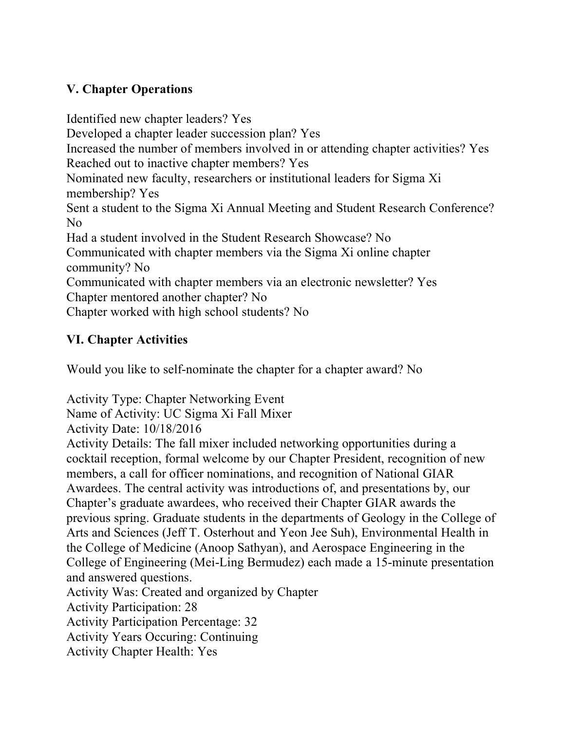## V. Chapter Operations

Identified new chapter leaders? Yes
Developed a chapter leader succession plan? Yes
Increased the number of members involved in or attending chapter activities? Yes
Reached out to inactive chapter members? Yes
Nominated new faculty, researchers or institutional leaders for Sigma Xi membership? Yes
Sent a student to the Sigma Xi Annual Meeting and Student Research Conference? No
Had a student involved in the Student Research Showcase? No
Communicated with chapter members via the Sigma Xi online chapter community? No
Communicated with chapter members via an electronic newsletter? Yes
Chapter mentored another chapter? No
Chapter worked with high school students? No

## VI. Chapter Activities

Would you like to self-nominate the chapter for a chapter award? No

Activity Type: Chapter Networking Event
Name of Activity: UC Sigma Xi Fall Mixer
Activity Date: 10/18/2016
Activity Details: The fall mixer included networking opportunities during a cocktail reception, formal welcome by our Chapter President, recognition of new members, a call for officer nominations, and recognition of National GIAR Awardees. The central activity was introductions of, and presentations by, our Chapter's graduate awardees, who received their Chapter GIAR awards the previous spring. Graduate students in the departments of Geology in the College of Arts and Sciences (Jeff T. Osterhout and Yeon Jee Suh), Environmental Health in the College of Medicine (Anoop Sathyan), and Aerospace Engineering in the College of Engineering (Mei-Ling Bermudez) each made a 15-minute presentation and answered questions.
Activity Was: Created and organized by Chapter
Activity Participation: 28
Activity Participation Percentage: 32
Activity Years Occuring: Continuing
Activity Chapter Health: Yes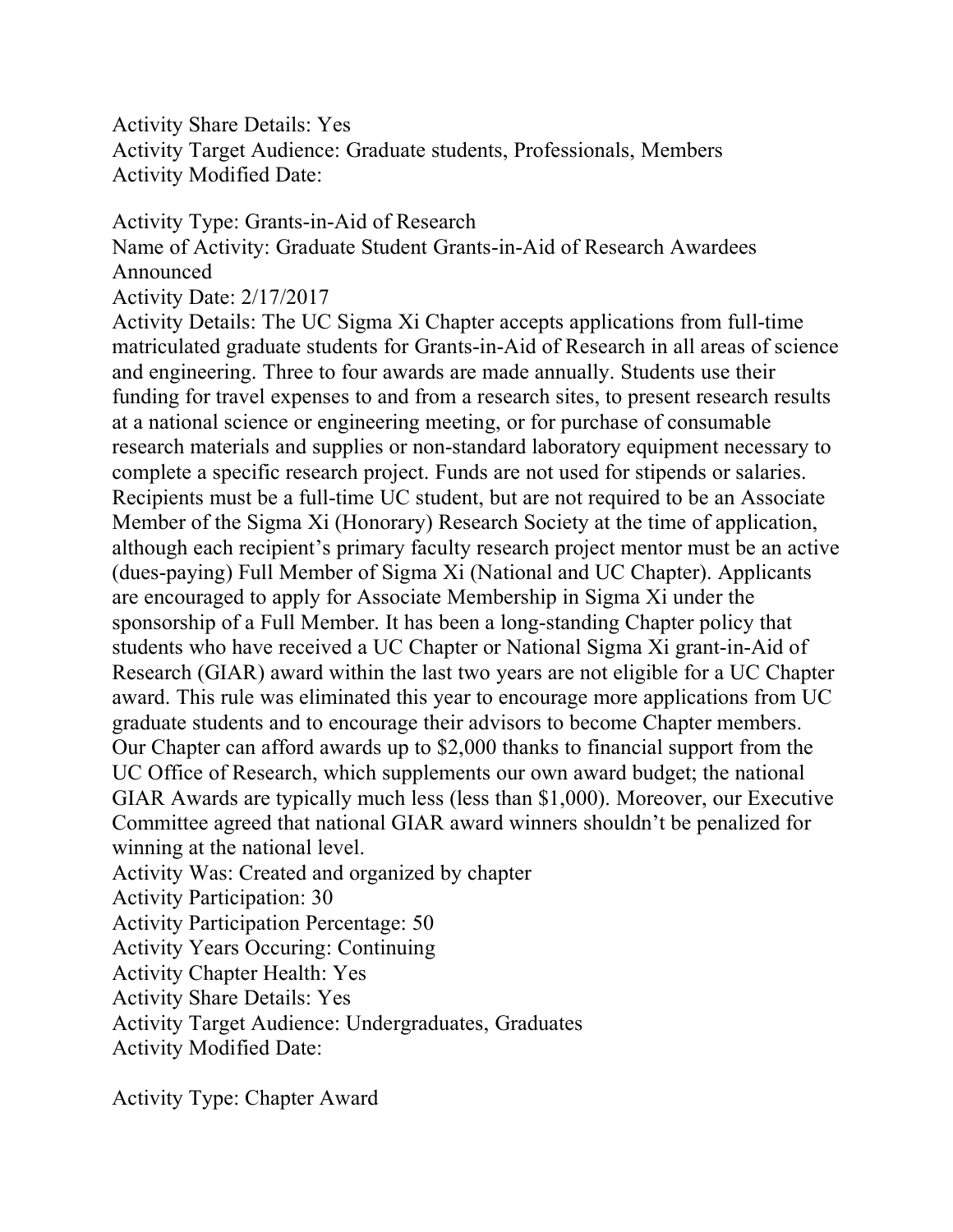Activity Share Details: Yes
Activity Target Audience: Graduate students, Professionals, Members
Activity Modified Date:

Activity Type: Grants-in-Aid of Research
Name of Activity: Graduate Student Grants-in-Aid of Research Awardees Announced
Activity Date: 2/17/2017
Activity Details: The UC Sigma Xi Chapter accepts applications from full-time matriculated graduate students for Grants-in-Aid of Research in all areas of science and engineering. Three to four awards are made annually. Students use their funding for travel expenses to and from a research sites, to present research results at a national science or engineering meeting, or for purchase of consumable research materials and supplies or non-standard laboratory equipment necessary to complete a specific research project. Funds are not used for stipends or salaries. Recipients must be a full-time UC student, but are not required to be an Associate Member of the Sigma Xi (Honorary) Research Society at the time of application, although each recipient's primary faculty research project mentor must be an active (dues-paying) Full Member of Sigma Xi (National and UC Chapter). Applicants are encouraged to apply for Associate Membership in Sigma Xi under the sponsorship of a Full Member. It has been a long-standing Chapter policy that students who have received a UC Chapter or National Sigma Xi grant-in-Aid of Research (GIAR) award within the last two years are not eligible for a UC Chapter award. This rule was eliminated this year to encourage more applications from UC graduate students and to encourage their advisors to become Chapter members. Our Chapter can afford awards up to $2,000 thanks to financial support from the UC Office of Research, which supplements our own award budget; the national GIAR Awards are typically much less (less than $1,000). Moreover, our Executive Committee agreed that national GIAR award winners shouldn't be penalized for winning at the national level.
Activity Was: Created and organized by chapter
Activity Participation: 30
Activity Participation Percentage: 50
Activity Years Occuring: Continuing
Activity Chapter Health: Yes
Activity Share Details: Yes
Activity Target Audience: Undergraduates, Graduates
Activity Modified Date:

Activity Type: Chapter Award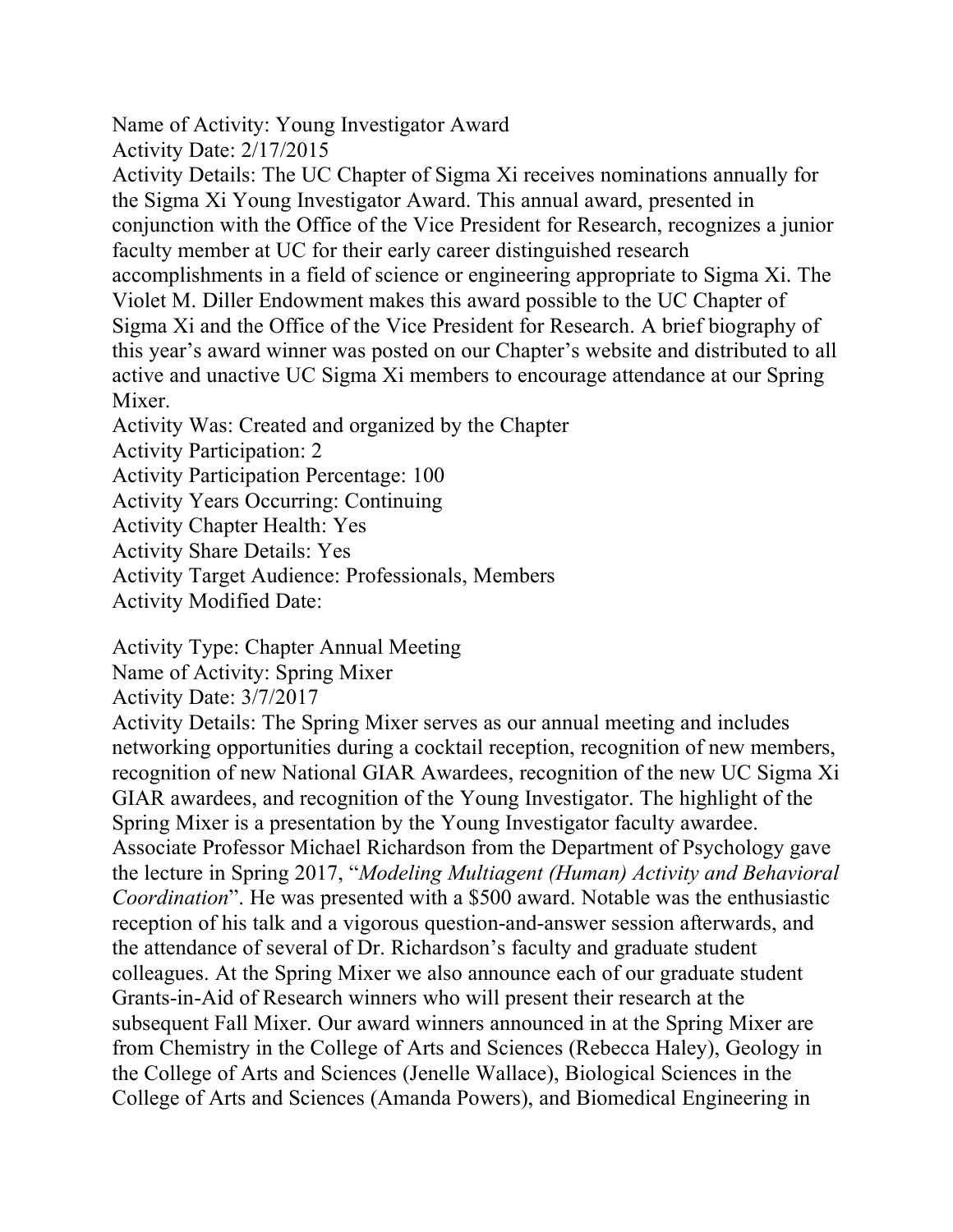Name of Activity: Young Investigator Award
Activity Date: 2/17/2015
Activity Details: The UC Chapter of Sigma Xi receives nominations annually for the Sigma Xi Young Investigator Award. This annual award, presented in conjunction with the Office of the Vice President for Research, recognizes a junior faculty member at UC for their early career distinguished research accomplishments in a field of science or engineering appropriate to Sigma Xi. The Violet M. Diller Endowment makes this award possible to the UC Chapter of Sigma Xi and the Office of the Vice President for Research. A brief biography of this year's award winner was posted on our Chapter's website and distributed to all active and unactive UC Sigma Xi members to encourage attendance at our Spring Mixer.
Activity Was: Created and organized by the Chapter
Activity Participation: 2
Activity Participation Percentage: 100
Activity Years Occurring: Continuing
Activity Chapter Health: Yes
Activity Share Details: Yes
Activity Target Audience: Professionals, Members
Activity Modified Date:

Activity Type: Chapter Annual Meeting
Name of Activity: Spring Mixer
Activity Date: 3/7/2017
Activity Details: The Spring Mixer serves as our annual meeting and includes networking opportunities during a cocktail reception, recognition of new members, recognition of new National GIAR Awardees, recognition of the new UC Sigma Xi GIAR awardees, and recognition of the Young Investigator. The highlight of the Spring Mixer is a presentation by the Young Investigator faculty awardee. Associate Professor Michael Richardson from the Department of Psychology gave the lecture in Spring 2017, "*Modeling Multiagent (Human) Activity and Behavioral Coordination*". He was presented with a $500 award. Notable was the enthusiastic reception of his talk and a vigorous question-and-answer session afterwards, and the attendance of several of Dr. Richardson's faculty and graduate student colleagues. At the Spring Mixer we also announce each of our graduate student Grants-in-Aid of Research winners who will present their research at the subsequent Fall Mixer. Our award winners announced in at the Spring Mixer are from Chemistry in the College of Arts and Sciences (Rebecca Haley), Geology in the College of Arts and Sciences (Jenelle Wallace), Biological Sciences in the College of Arts and Sciences (Amanda Powers), and Biomedical Engineering in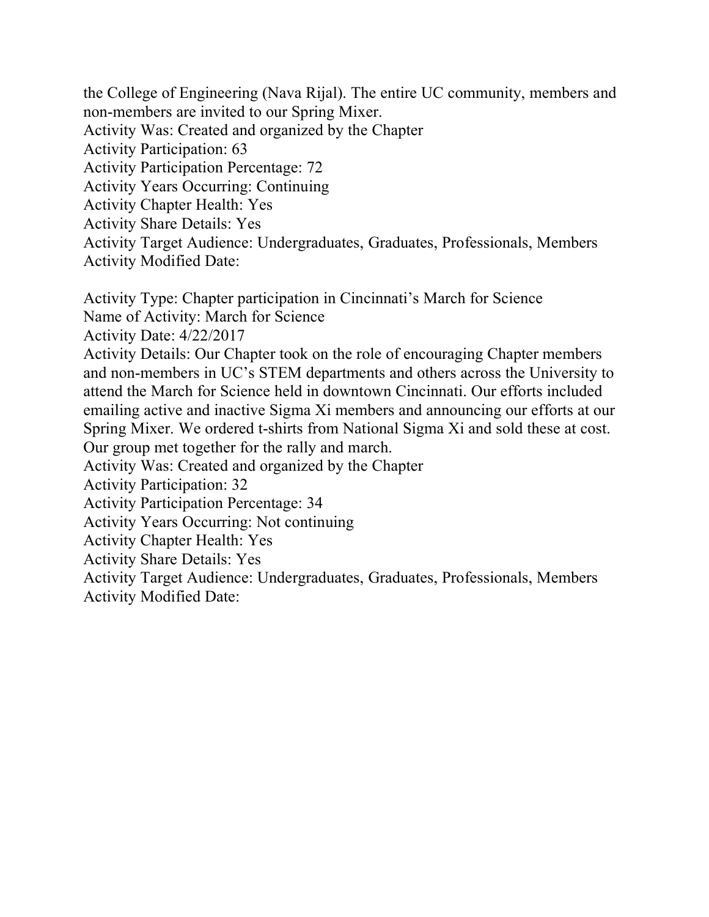the College of Engineering (Nava Rijal). The entire UC community, members and non-members are invited to our Spring Mixer.
Activity Was: Created and organized by the Chapter
Activity Participation: 63
Activity Participation Percentage: 72
Activity Years Occurring: Continuing
Activity Chapter Health: Yes
Activity Share Details: Yes
Activity Target Audience: Undergraduates, Graduates, Professionals, Members
Activity Modified Date:

Activity Type: Chapter participation in Cincinnati's March for Science
Name of Activity: March for Science
Activity Date: 4/22/2017
Activity Details: Our Chapter took on the role of encouraging Chapter members and non-members in UC's STEM departments and others across the University to attend the March for Science held in downtown Cincinnati. Our efforts included emailing active and inactive Sigma Xi members and announcing our efforts at our Spring Mixer. We ordered t-shirts from National Sigma Xi and sold these at cost. Our group met together for the rally and march.
Activity Was: Created and organized by the Chapter
Activity Participation: 32
Activity Participation Percentage: 34
Activity Years Occurring: Not continuing
Activity Chapter Health: Yes
Activity Share Details: Yes
Activity Target Audience: Undergraduates, Graduates, Professionals, Members
Activity Modified Date: